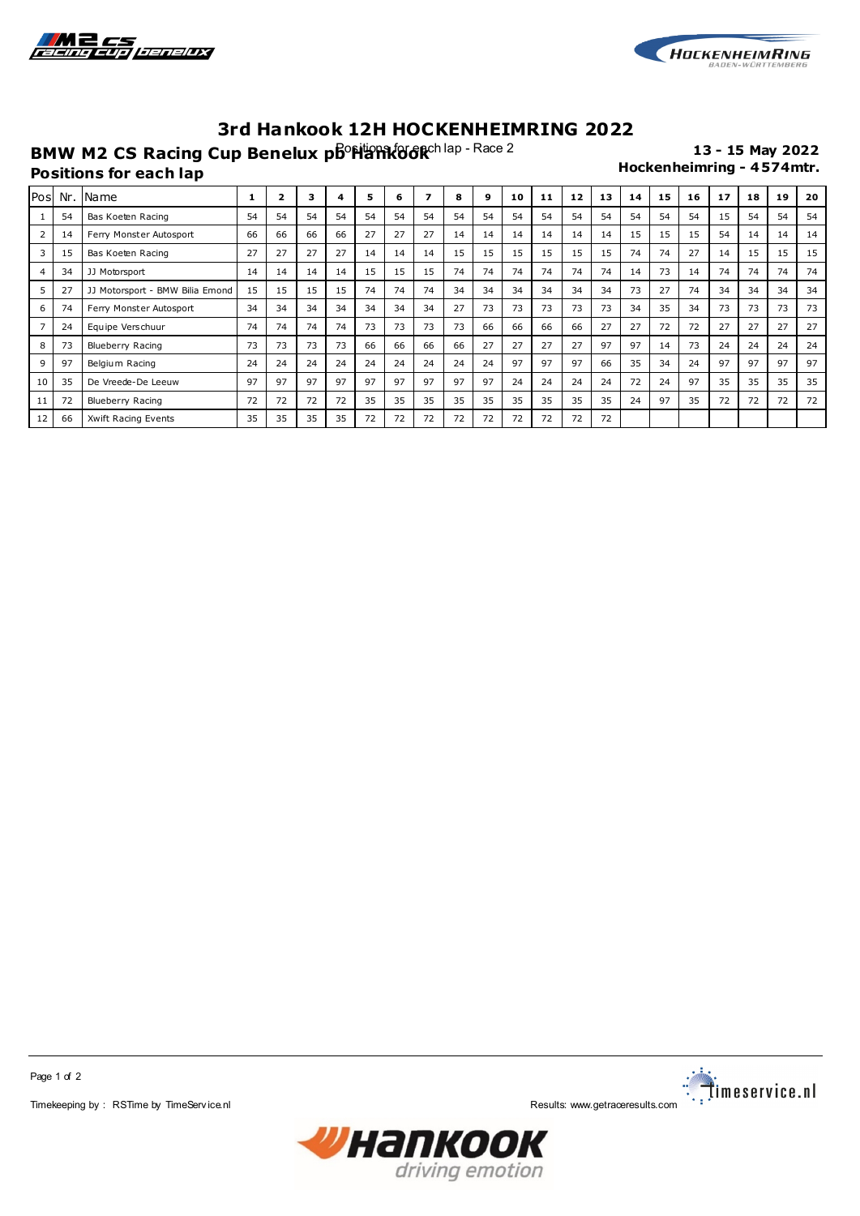# 3rd Hankook 12H HOCKENHEIMRING 2022

**BMW M2 CS Racing Cup Benelux pb Hankook** Positions for each lap - Race 2

**Positions for each lap**

**13 - 15 May 2022**

**Hockenheimring - 4574mtr.**

| Pos | Nr. | Name | 1 | 2 | 3 | 4 | 5 | 6 | 7 | 8 | 9 | 10 | 11 | 12 | 13 | 14 | 15 | 16 | 17 | 18 | 19 | 20 |
|---|---|---|---|---|---|---|---|---|---|---|---|---|---|---|---|---|---|---|---|---|---|---|
| 1 | 54 | Bas Koeten Racing | 54 | 54 | 54 | 54 | 54 | 54 | 54 | 54 | 54 | 54 | 54 | 54 | 54 | 54 | 54 | 54 | 15 | 54 | 54 | 54 |
| 2 | 14 | Ferry Monster Autosport | 66 | 66 | 66 | 66 | 27 | 27 | 27 | 14 | 14 | 14 | 14 | 14 | 14 | 15 | 15 | 15 | 54 | 14 | 14 | 14 |
| 3 | 15 | Bas Koeten Racing | 27 | 27 | 27 | 27 | 14 | 14 | 14 | 15 | 15 | 15 | 15 | 15 | 15 | 74 | 74 | 27 | 14 | 15 | 15 | 15 |
| 4 | 34 | JJ Motorsport | 14 | 14 | 14 | 14 | 15 | 15 | 15 | 74 | 74 | 74 | 74 | 74 | 74 | 14 | 73 | 14 | 74 | 74 | 74 | 74 |
| 5 | 27 | JJ Motorsport - BMW Bilia Emond | 15 | 15 | 15 | 15 | 74 | 74 | 74 | 34 | 34 | 34 | 34 | 34 | 34 | 73 | 27 | 74 | 34 | 34 | 34 | 34 |
| 6 | 74 | Ferry Monster Autosport | 34 | 34 | 34 | 34 | 34 | 34 | 34 | 27 | 73 | 73 | 73 | 73 | 73 | 34 | 35 | 34 | 73 | 73 | 73 | 73 |
| 7 | 24 | Equipe Verschuur | 74 | 74 | 74 | 74 | 73 | 73 | 73 | 73 | 66 | 66 | 66 | 66 | 27 | 27 | 72 | 72 | 27 | 27 | 27 | 27 |
| 8 | 73 | Blueberry Racing | 73 | 73 | 73 | 73 | 66 | 66 | 66 | 66 | 27 | 27 | 27 | 27 | 97 | 97 | 14 | 73 | 24 | 24 | 24 | 24 |
| 9 | 97 | Belgium Racing | 24 | 24 | 24 | 24 | 24 | 24 | 24 | 24 | 24 | 97 | 97 | 97 | 66 | 35 | 34 | 24 | 97 | 97 | 97 | 97 |
| 10 | 35 | De Vreede-De Leeuw | 97 | 97 | 97 | 97 | 97 | 97 | 97 | 97 | 97 | 24 | 24 | 24 | 24 | 72 | 24 | 97 | 35 | 35 | 35 | 35 |
| 11 | 72 | Blueberry Racing | 72 | 72 | 72 | 72 | 35 | 35 | 35 | 35 | 35 | 35 | 35 | 35 | 35 | 24 | 97 | 35 | 72 | 72 | 72 | 72 |
| 12 | 66 | Xwift Racing Events | 35 | 35 | 35 | 35 | 72 | 72 | 72 | 72 | 72 | 72 | 72 | 72 | 72 | | | | | | | |

Timekeeping by : RSTime by TimeService.nl

Results: www.getraceresults.com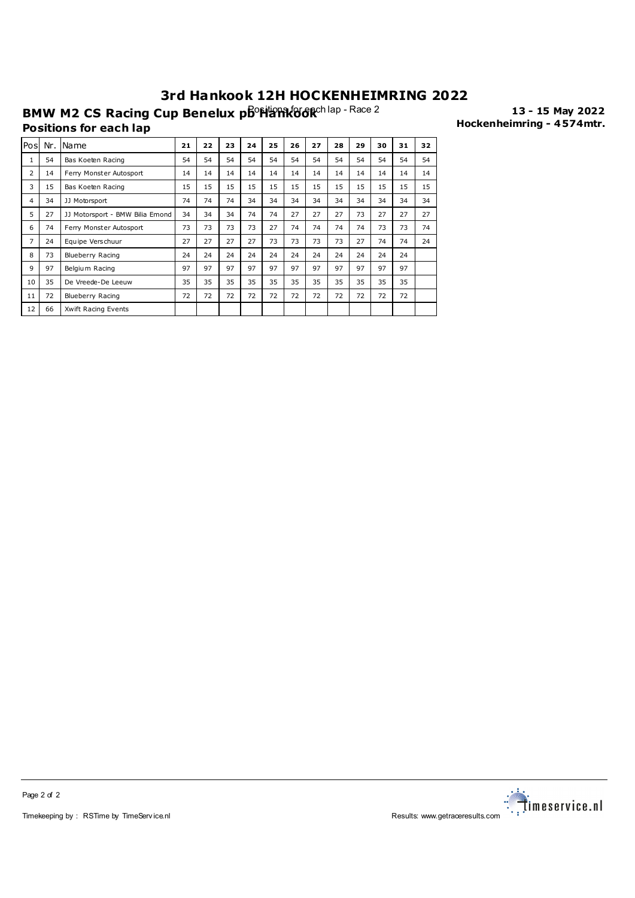# 3rd Hankook 12H HOCKENHEIMRING 2022

## BMW M2 CS Racing Cup Benelux pb Hankook

Positions for each lap - Race 2

**13 - 15 May 2022**

**Hockenheimring - 4574mtr.**

### Positions for each lap

| Pos | Nr. | Name | 21 | 22 | 23 | 24 | 25 | 26 | 27 | 28 | 29 | 30 | 31 | 32 |
|---|---|---|---|---|---|---|---|---|---|---|---|---|---|---|
| 1 | 54 | Bas Koeten Racing | 54 | 54 | 54 | 54 | 54 | 54 | 54 | 54 | 54 | 54 | 54 | 54 |
| 2 | 14 | Ferry Monster Autosport | 14 | 14 | 14 | 14 | 14 | 14 | 14 | 14 | 14 | 14 | 14 | 14 |
| 3 | 15 | Bas Koeten Racing | 15 | 15 | 15 | 15 | 15 | 15 | 15 | 15 | 15 | 15 | 15 | 15 |
| 4 | 34 | JJ Motorsport | 74 | 74 | 74 | 34 | 34 | 34 | 34 | 34 | 34 | 34 | 34 | 34 |
| 5 | 27 | JJ Motorsport - BMW Bilia Emond | 34 | 34 | 34 | 74 | 74 | 27 | 27 | 27 | 73 | 27 | 27 | 27 |
| 6 | 74 | Ferry Monster Autosport | 73 | 73 | 73 | 73 | 27 | 74 | 74 | 74 | 74 | 73 | 73 | 74 |
| 7 | 24 | Equipe Verschuur | 27 | 27 | 27 | 27 | 73 | 73 | 73 | 73 | 27 | 74 | 74 | 24 |
| 8 | 73 | Blueberry Racing | 24 | 24 | 24 | 24 | 24 | 24 | 24 | 24 | 24 | 24 | 24 | |
| 9 | 97 | Belgium Racing | 97 | 97 | 97 | 97 | 97 | 97 | 97 | 97 | 97 | 97 | 97 | |
| 10 | 35 | De Vreede-De Leeuw | 35 | 35 | 35 | 35 | 35 | 35 | 35 | 35 | 35 | 35 | 35 | |
| 11 | 72 | Blueberry Racing | 72 | 72 | 72 | 72 | 72 | 72 | 72 | 72 | 72 | 72 | 72 | |
| 12 | 66 | Xwift Racing Events | | | | | | | | | | | | |

Timekeeping by : RSTime by TimeService.nl

Results: www.getraceresults.com